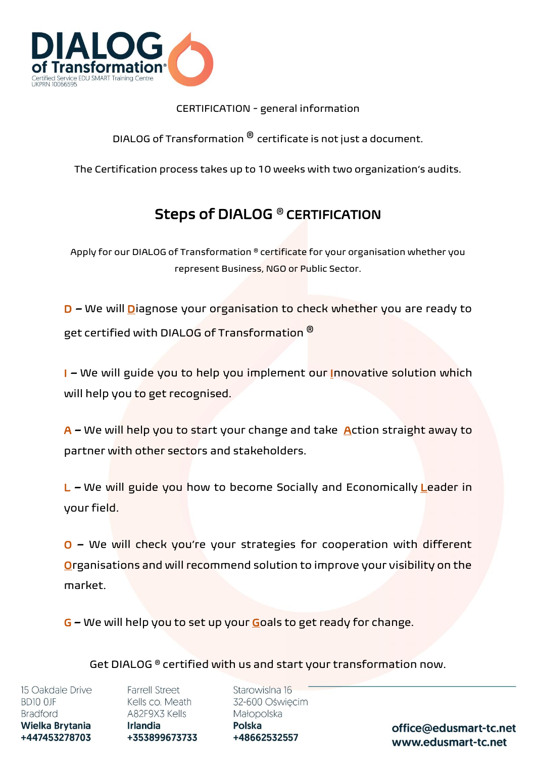# DIALOG of Transformation®

Certified Service EDU SMART Training Centre
UKPRN 10066595

CERTIFICATION - general information

DIALOG of Transformation ® certificate is not just a document.

The Certification process takes up to 10 weeks with two organization's audits.

## Steps of DIALOG ® CERTIFICATION

Apply for our DIALOG of Transformation ® certificate for your organisation whether you represent Business, NGO or Public Sector.

**D** – We will **D**iagnose your organisation to check whether you are ready to get certified with DIALOG of Transformation ®

**I** – We will guide you to help you implement our **I**nnovative solution which will help you to get recognised.

**A** – We will help you to start your change and take **A**ction straight away to partner with other sectors and stakeholders.

**L** – We will guide you how to become Socially and Economically **L**eader in your field.

**O** – We will check you're your strategies for cooperation with different **O**rganisations and will recommend solution to improve your visibility on the market.

**G** – We will help you to set up your **G**oals to get ready for change.

Get DIALOG ® certified with us and start your transformation now.

15 Oakdale Drive
BD10 0JF
Bradford
**Wielka Brytania**
**+447453278703**

Farrell Street
Kells co. Meath
A82F9X3 Kells
**Irlandia**
**+353899673733**

Starowislna 16
32-600 Oświęcim
Małopolska
**Polska**
**+48662532557**

**office@edusmart-tc.net**
**www.edusmart-tc.net**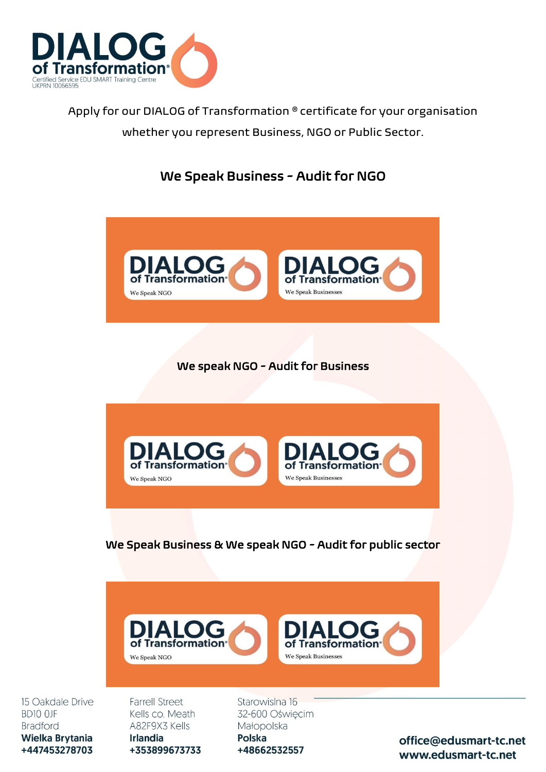DIALOG of Transformation®

Certified Service EDU SMART Training Centre
UKPRN 10066595

Apply for our DIALOG of Transformation ® certificate for your organisation whether you represent Business, NGO or Public Sector.

## We Speak Business - Audit for NGO

DIALOG of Transformation® We Speak NGO

DIALOG of Transformation® We Speak Businesses

## We speak NGO - Audit for Business

DIALOG of Transformation® We Speak NGO

DIALOG of Transformation® We Speak Businesses

## We Speak Business & We speak NGO - Audit for public sector

DIALOG of Transformation® We Speak NGO

DIALOG of Transformation® We Speak Businesses

15 Oakdale Drive
BD10 0JF
Bradford
**Wielka Brytania**
**+447453278703**

Farrell Street
Kells co. Meath
A82F9X3 Kells
**Irlandia**
**+353899673733**

Starowislna 16
32-600 Oświęcim
Małopolska
**Polska**
**+48662532557**

**office@edusmart-tc.net**
**www.edusmart-tc.net**